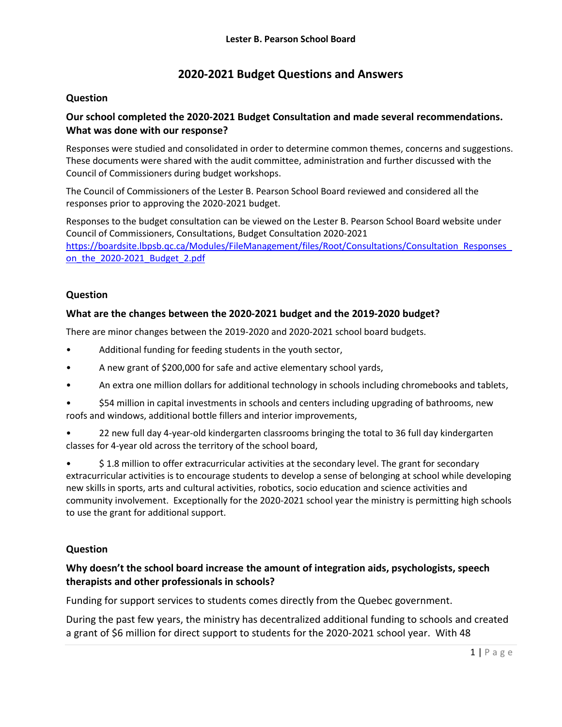**Lester B. Pearson School Board**

# 2020-2021 Budget Questions and Answers

### Question

**Our school completed the 2020-2021 Budget Consultation and made several recommendations. What was done with our response?**

Responses were studied and consolidated in order to determine common themes, concerns and suggestions. These documents were shared with the audit committee, administration and further discussed with the Council of Commissioners during budget workshops.

The Council of Commissioners of the Lester B. Pearson School Board reviewed and considered all the responses prior to approving the 2020-2021 budget.

Responses to the budget consultation can be viewed on the Lester B. Pearson School Board website under Council of Commissioners, Consultations, Budget Consultation 2020-2021
[https://boardsite.lbpsb.qc.ca/Modules/FileManagement/files/Root/Consultations/Consultation_Responses_on_the_2020-2021_Budget_2.pdf](https://boardsite.lbpsb.qc.ca/Modules/FileManagement/files/Root/Consultations/Consultation_Responses_on_the_2020-2021_Budget_2.pdf)

### Question

**What are the changes between the 2020-2021 budget and the 2019-2020 budget?**

There are minor changes between the 2019-2020 and 2020-2021 school board budgets.

- Additional funding for feeding students in the youth sector,
- A new grant of $200,000 for safe and active elementary school yards,
- An extra one million dollars for additional technology in schools including chromebooks and tablets,
- $54 million in capital investments in schools and centers including upgrading of bathrooms, new roofs and windows, additional bottle fillers and interior improvements,
- 22 new full day 4-year-old kindergarten classrooms bringing the total to 36 full day kindergarten classes for 4-year old across the territory of the school board,
- $ 1.8 million to offer extracurricular activities at the secondary level. The grant for secondary extracurricular activities is to encourage students to develop a sense of belonging at school while developing new skills in sports, arts and cultural activities, robotics, socio education and science activities and community involvement. Exceptionally for the 2020-2021 school year the ministry is permitting high schools to use the grant for additional support.

### Question

**Why doesn't the school board increase the amount of integration aids, psychologists, speech therapists and other professionals in schools?**

Funding for support services to students comes directly from the Quebec government.

During the past few years, the ministry has decentralized additional funding to schools and created a grant of $6 million for direct support to students for the 2020-2021 school year. With 48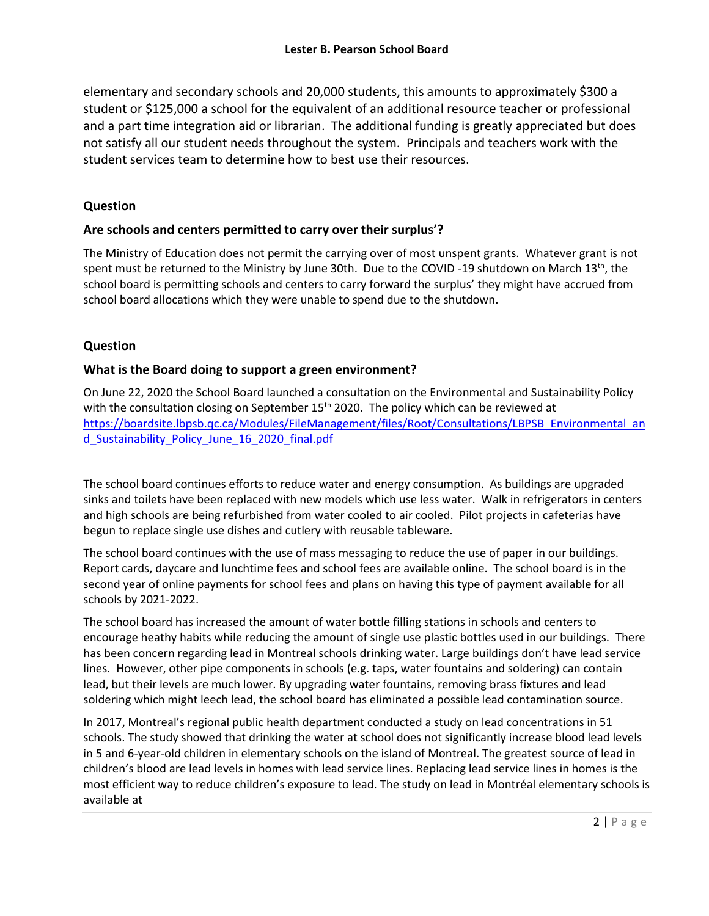elementary and secondary schools and 20,000 students, this amounts to approximately $300 a student or $125,000 a school for the equivalent of an additional resource teacher or professional and a part time integration aid or librarian. The additional funding is greatly appreciated but does not satisfy all our student needs throughout the system. Principals and teachers work with the student services team to determine how to best use their resources.

**Question**

**Are schools and centers permitted to carry over their surplus'?**

The Ministry of Education does not permit the carrying over of most unspent grants. Whatever grant is not spent must be returned to the Ministry by June 30th. Due to the COVID -19 shutdown on March 13th, the school board is permitting schools and centers to carry forward the surplus' they might have accrued from school board allocations which they were unable to spend due to the shutdown.

**Question**

**What is the Board doing to support a green environment?**

On June 22, 2020 the School Board launched a consultation on the Environmental and Sustainability Policy with the consultation closing on September 15th 2020. The policy which can be reviewed at [https://boardsite.lbpsb.qc.ca/Modules/FileManagement/files/Root/Consultations/LBPSB_Environmental_and_Sustainability_Policy_June_16_2020_final.pdf](https://boardsite.lbpsb.qc.ca/Modules/FileManagement/files/Root/Consultations/LBPSB_Environmental_and_Sustainability_Policy_June_16_2020_final.pdf)

The school board continues efforts to reduce water and energy consumption. As buildings are upgraded sinks and toilets have been replaced with new models which use less water. Walk in refrigerators in centers and high schools are being refurbished from water cooled to air cooled. Pilot projects in cafeterias have begun to replace single use dishes and cutlery with reusable tableware.

The school board continues with the use of mass messaging to reduce the use of paper in our buildings. Report cards, daycare and lunchtime fees and school fees are available online. The school board is in the second year of online payments for school fees and plans on having this type of payment available for all schools by 2021-2022.

The school board has increased the amount of water bottle filling stations in schools and centers to encourage heathy habits while reducing the amount of single use plastic bottles used in our buildings. There has been concern regarding lead in Montreal schools drinking water. Large buildings don't have lead service lines. However, other pipe components in schools (e.g. taps, water fountains and soldering) can contain lead, but their levels are much lower. By upgrading water fountains, removing brass fixtures and lead soldering which might leech lead, the school board has eliminated a possible lead contamination source.

In 2017, Montreal's regional public health department conducted a study on lead concentrations in 51 schools. The study showed that drinking the water at school does not significantly increase blood lead levels in 5 and 6-year-old children in elementary schools on the island of Montreal. The greatest source of lead in children's blood are lead levels in homes with lead service lines. Replacing lead service lines in homes is the most efficient way to reduce children's exposure to lead. The study on lead in Montréal elementary schools is available at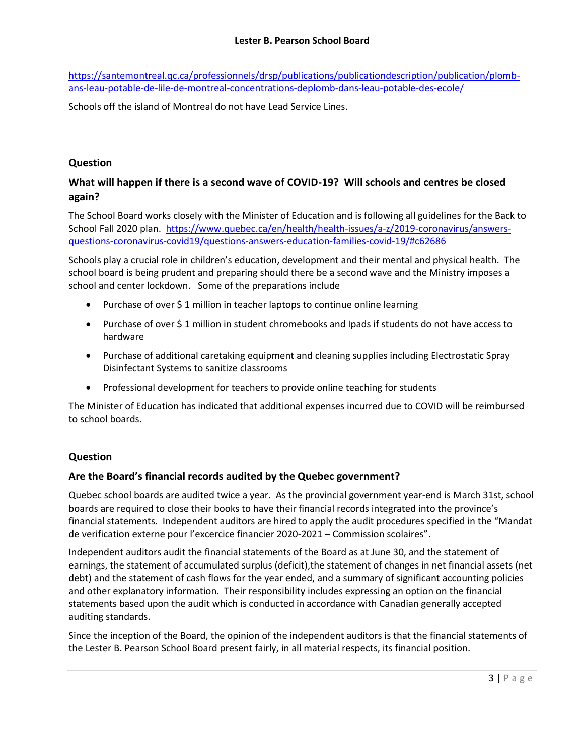https://santemontreal.qc.ca/professionnels/drsp/publications/publicationdescription/publication/plomb-ans-leau-potable-de-lile-de-montreal-concentrations-deplomb-dans-leau-potable-des-ecole/

Schools off the island of Montreal do not have Lead Service Lines.

### Question

### What will happen if there is a second wave of COVID-19? Will schools and centres be closed again?

The School Board works closely with the Minister of Education and is following all guidelines for the Back to School Fall 2020 plan. https://www.quebec.ca/en/health/health-issues/a-z/2019-coronavirus/answers-questions-coronavirus-covid19/questions-answers-education-families-covid-19/#c62686

Schools play a crucial role in children's education, development and their mental and physical health. The school board is being prudent and preparing should there be a second wave and the Ministry imposes a school and center lockdown. Some of the preparations include

- Purchase of over $ 1 million in teacher laptops to continue online learning
- Purchase of over $ 1 million in student chromebooks and Ipads if students do not have access to hardware
- Purchase of additional caretaking equipment and cleaning supplies including Electrostatic Spray Disinfectant Systems to sanitize classrooms
- Professional development for teachers to provide online teaching for students

The Minister of Education has indicated that additional expenses incurred due to COVID will be reimbursed to school boards.

### Question

### Are the Board's financial records audited by the Quebec government?

Quebec school boards are audited twice a year. As the provincial government year-end is March 31st, school boards are required to close their books to have their financial records integrated into the province's financial statements. Independent auditors are hired to apply the audit procedures specified in the "Mandat de verification externe pour l'excercice financier 2020-2021 – Commission scolaires".

Independent auditors audit the financial statements of the Board as at June 30, and the statement of earnings, the statement of accumulated surplus (deficit),the statement of changes in net financial assets (net debt) and the statement of cash flows for the year ended, and a summary of significant accounting policies and other explanatory information. Their responsibility includes expressing an option on the financial statements based upon the audit which is conducted in accordance with Canadian generally accepted auditing standards.

Since the inception of the Board, the opinion of the independent auditors is that the financial statements of the Lester B. Pearson School Board present fairly, in all material respects, its financial position.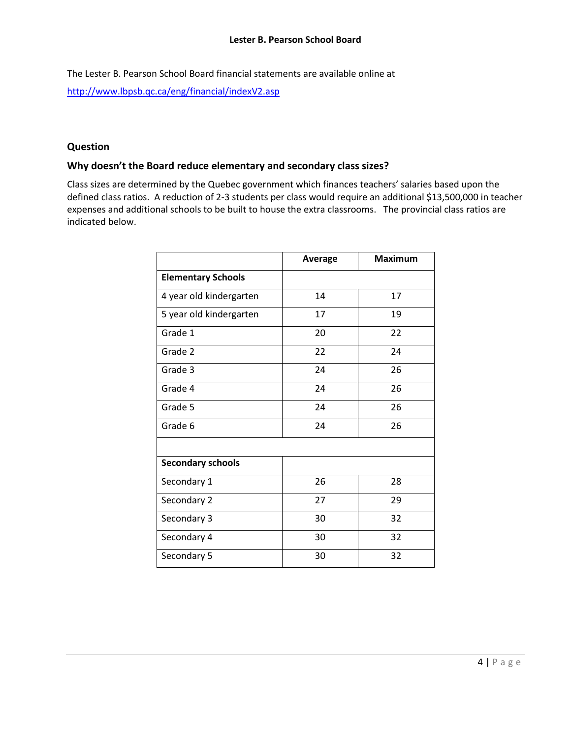The Lester B. Pearson School Board financial statements are available online at

http://www.lbpsb.qc.ca/eng/financial/indexV2.asp

## Question

### Why doesn't the Board reduce elementary and secondary class sizes?

Class sizes are determined by the Quebec government which finances teachers' salaries based upon the defined class ratios. A reduction of 2-3 students per class would require an additional $13,500,000 in teacher expenses and additional schools to be built to house the extra classrooms. The provincial class ratios are indicated below.

| | Average | Maximum |
|---|---|---|
| **Elementary Schools** | | |
| 4 year old kindergarten | 14 | 17 |
| 5 year old kindergarten | 17 | 19 |
| Grade 1 | 20 | 22 |
| Grade 2 | 22 | 24 |
| Grade 3 | 24 | 26 |
| Grade 4 | 24 | 26 |
| Grade 5 | 24 | 26 |
| Grade 6 | 24 | 26 |
| | | |
| **Secondary schools** | | |
| Secondary 1 | 26 | 28 |
| Secondary 2 | 27 | 29 |
| Secondary 3 | 30 | 32 |
| Secondary 4 | 30 | 32 |
| Secondary 5 | 30 | 32 |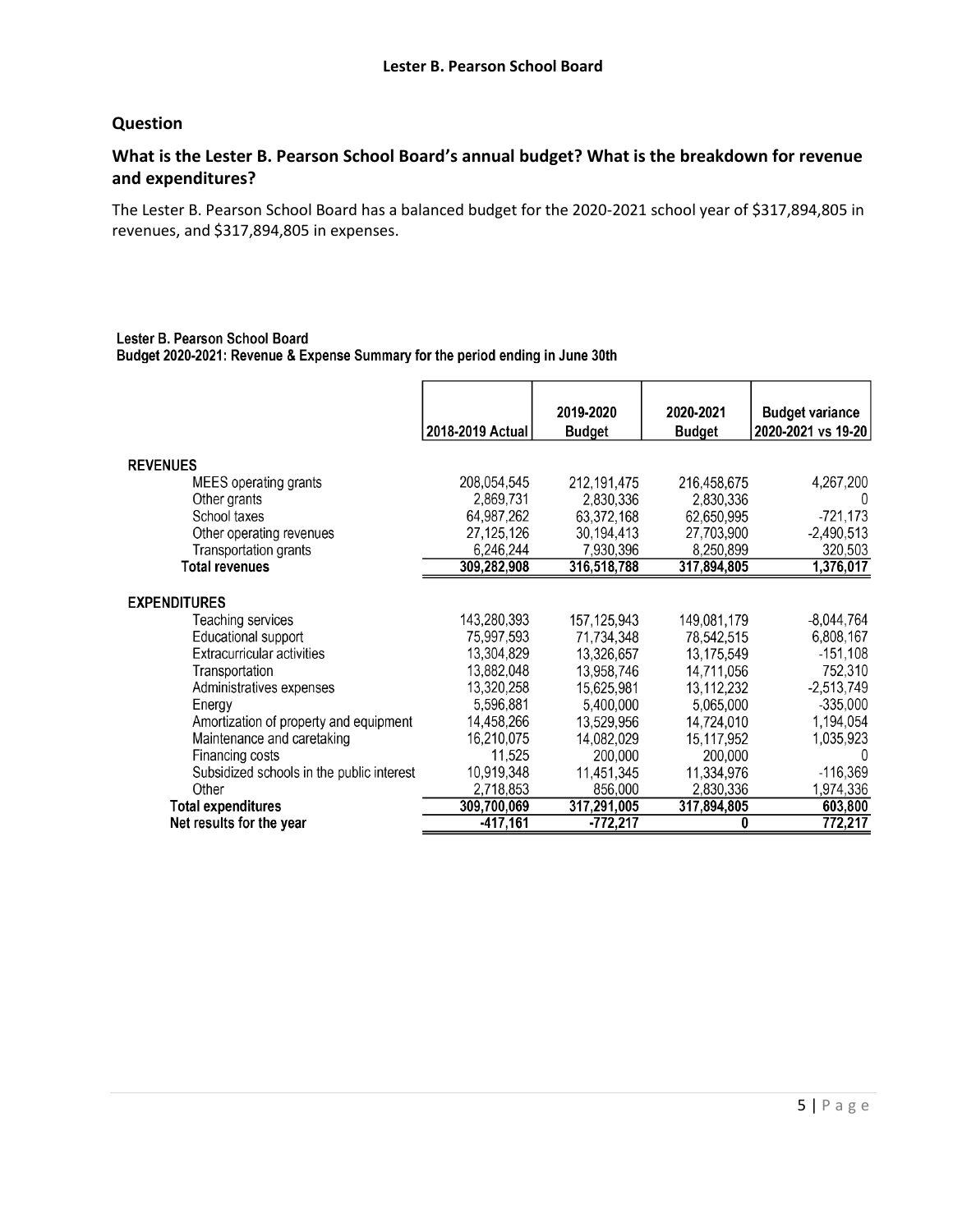## Question

### What is the Lester B. Pearson School Board's annual budget? What is the breakdown for revenue and expenditures?

The Lester B. Pearson School Board has a balanced budget for the 2020-2021 school year of $317,894,805 in revenues, and $317,894,805 in expenses.

**Lester B. Pearson School Board**
**Budget 2020-2021: Revenue & Expense Summary for the period ending in June 30th**

| | 2018-2019 Actual | 2019-2020 Budget | 2020-2021 Budget | Budget variance 2020-2021 vs 19-20 |
|---|---|---|---|---|
| **REVENUES** | | | | |
| MEES operating grants | 208,054,545 | 212,191,475 | 216,458,675 | 4,267,200 |
| Other grants | 2,869,731 | 2,830,336 | 2,830,336 | 0 |
| School taxes | 64,987,262 | 63,372,168 | 62,650,995 | -721,173 |
| Other operating revenues | 27,125,126 | 30,194,413 | 27,703,900 | -2,490,513 |
| Transportation grants | 6,246,244 | 7,930,396 | 8,250,899 | 320,503 |
| **Total revenues** | **309,282,908** | **316,518,788** | **317,894,805** | **1,376,017** |
| **EXPENDITURES** | | | | |
| Teaching services | 143,280,393 | 157,125,943 | 149,081,179 | -8,044,764 |
| Educational support | 75,997,593 | 71,734,348 | 78,542,515 | 6,808,167 |
| Extracurricular activities | 13,304,829 | 13,326,657 | 13,175,549 | -151,108 |
| Transportation | 13,882,048 | 13,958,746 | 14,711,056 | 752,310 |
| Administratives expenses | 13,320,258 | 15,625,981 | 13,112,232 | -2,513,749 |
| Energy | 5,596,881 | 5,400,000 | 5,065,000 | -335,000 |
| Amortization of property and equipment | 14,458,266 | 13,529,956 | 14,724,010 | 1,194,054 |
| Maintenance and caretaking | 16,210,075 | 14,082,029 | 15,117,952 | 1,035,923 |
| Financing costs | 11,525 | 200,000 | 200,000 | 0 |
| Subsidized schools in the public interest | 10,919,348 | 11,451,345 | 11,334,976 | -116,369 |
| Other | 2,718,853 | 856,000 | 2,830,336 | 1,974,336 |
| **Total expenditures** | **309,700,069** | **317,291,005** | **317,894,805** | **603,800** |
| **Net results for the year** | **-417,161** | **-772,217** | **0** | **772,217** |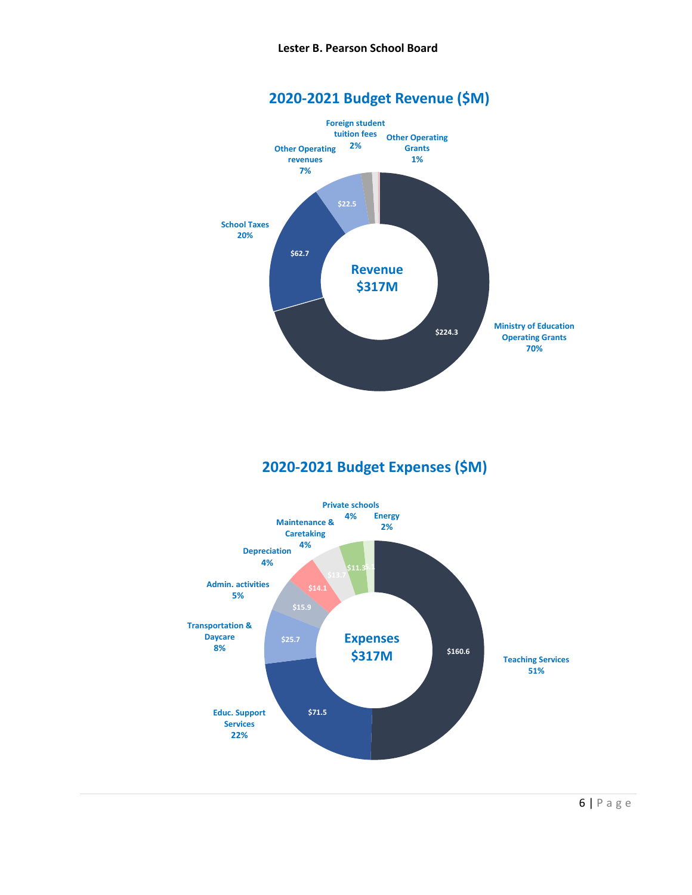## 2020-2021 Budget Revenue ($M)

Revenue
$317M

Ministry of Education Operating Grants
70%
$224.3

School Taxes
20%
$62.7

Other Operating revenues
7%
$22.5

Foreign student tuition fees
2%

Other Operating Grants
1%

## 2020-2021 Budget Expenses ($M)

Expenses
$317M

Teaching Services
51%
$160.6

Educ. Support Services
22%
$71.5

Transportation & Daycare
8%
$25.7

Admin. activities
5%
$15.9

Depreciation
4%
$14.1

Maintenance & Caretaking
4%
$13.7

Private schools
4%
$11.3

Energy
2%
$5.1